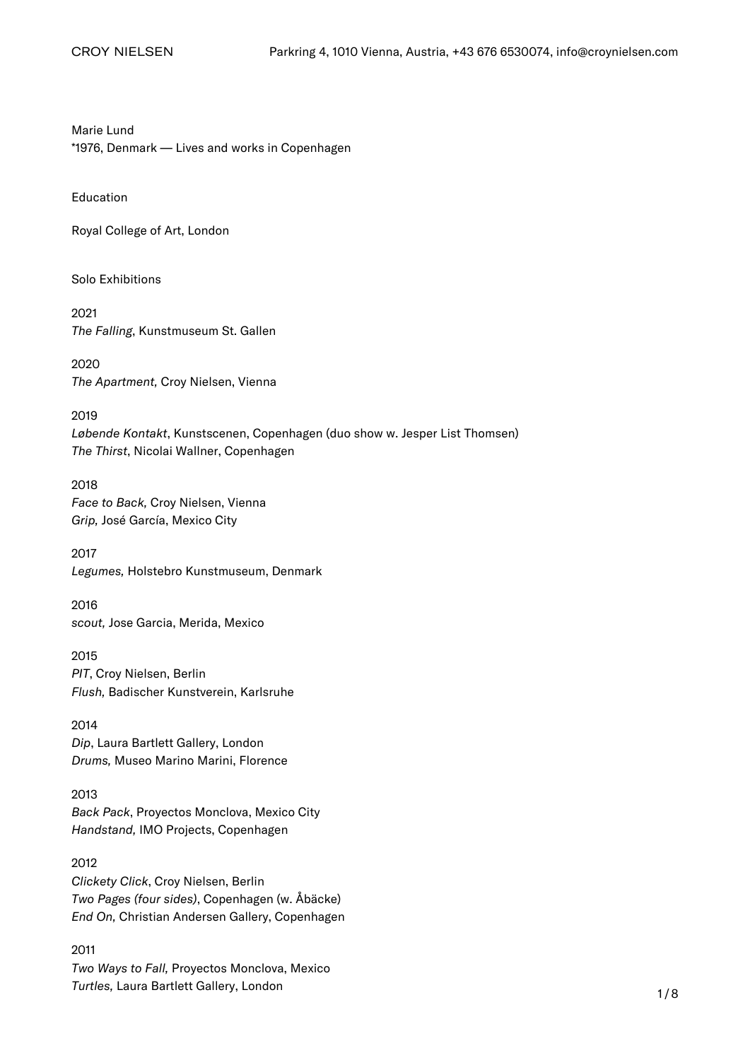Marie Lund
*1976, Denmark — Lives and works in Copenhagen

## Education

Royal College of Art, London

## Solo Exhibitions

2021
*The Falling*, Kunstmuseum St. Gallen

2020
*The Apartment*, Croy Nielsen, Vienna

2019
*Løbende Kontakt*, Kunstscenen, Copenhagen (duo show w. Jesper List Thomsen)
*The Thirst*, Nicolai Wallner, Copenhagen

2018
*Face to Back,* Croy Nielsen, Vienna
*Grip,* José García, Mexico City

2017
*Legumes,* Holstebro Kunstmuseum, Denmark

2016
*scout,* Jose Garcia, Merida, Mexico

2015
*PIT*, Croy Nielsen, Berlin
*Flush,* Badischer Kunstverein, Karlsruhe

2014
*Dip*, Laura Bartlett Gallery, London
*Drums,* Museo Marino Marini, Florence

2013
*Back Pack*, Proyectos Monclova, Mexico City
*Handstand,* IMO Projects, Copenhagen

2012
*Clickety Click*, Croy Nielsen, Berlin
*Two Pages (four sides)*, Copenhagen (w. Åbäcke)
*End On,* Christian Andersen Gallery, Copenhagen

2011
*Two Ways to Fall,* Proyectos Monclova, Mexico
*Turtles,* Laura Bartlett Gallery, London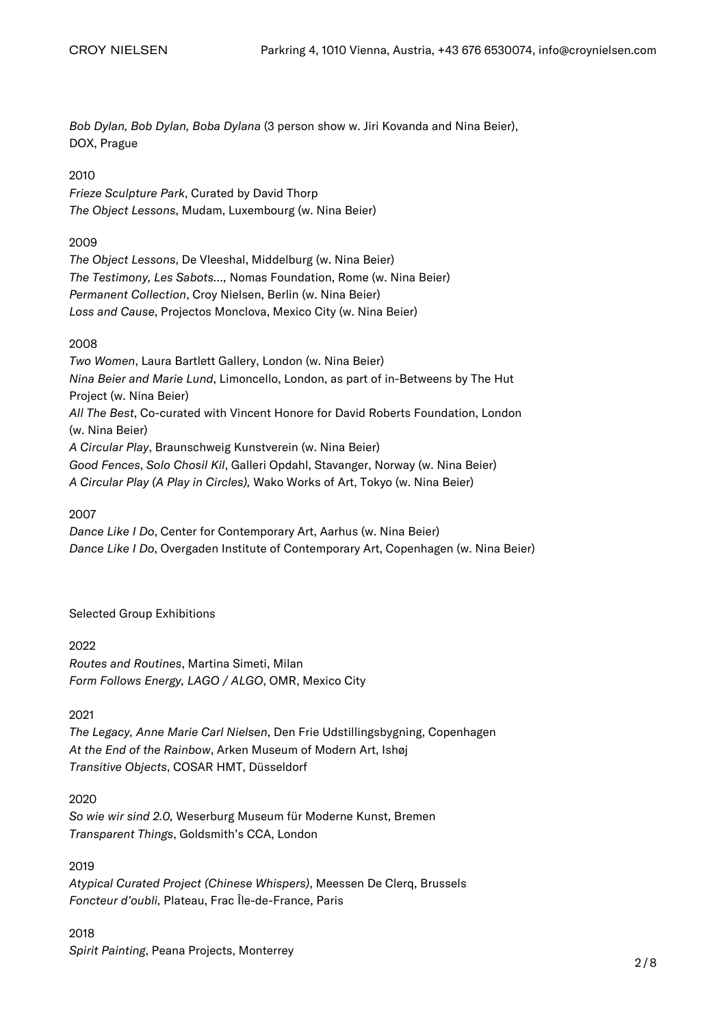*Bob Dylan, Bob Dylan, Boba Dylana* (3 person show w. Jiri Kovanda and Nina Beier), DOX, Prague

2010

*Frieze Sculpture Park*, Curated by David Thorp
*The Object Lessons*, Mudam, Luxembourg (w. Nina Beier)

2009

*The Object Lessons*, De Vleeshal, Middelburg (w. Nina Beier)
*The Testimony, Les Sabots...,* Nomas Foundation, Rome (w. Nina Beier)
*Permanent Collection*, Croy Nielsen, Berlin (w. Nina Beier)
*Loss and Cause*, Projectos Monclova, Mexico City (w. Nina Beier)

2008

*Two Women*, Laura Bartlett Gallery, London (w. Nina Beier)
*Nina Beier and Marie Lund*, Limoncello, London, as part of in-Betweens by The Hut Project (w. Nina Beier)
*All The Best*, Co-curated with Vincent Honore for David Roberts Foundation, London (w. Nina Beier)
*A Circular Play*, Braunschweig Kunstverein (w. Nina Beier)
*Good Fences*, *Solo Chosil Kil*, Galleri Opdahl, Stavanger, Norway (w. Nina Beier)
*A Circular Play (A Play in Circles),* Wako Works of Art, Tokyo (w. Nina Beier)

2007

*Dance Like I Do*, Center for Contemporary Art, Aarhus (w. Nina Beier)
*Dance Like I Do*, Overgaden Institute of Contemporary Art, Copenhagen (w. Nina Beier)

Selected Group Exhibitions

2022

*Routes and Routines*, Martina Simeti, Milan
*Form Follows Energy, LAGO / ALGO*, OMR, Mexico City

2021

*The Legacy, Anne Marie Carl Nielsen*, Den Frie Udstillingsbygning, Copenhagen
*At the End of the Rainbow*, Arken Museum of Modern Art, Ishøj
*Transitive Objects*, COSAR HMT, Düsseldorf

2020

*So wie wir sind 2.0,* Weserburg Museum für Moderne Kunst, Bremen
*Transparent Things*, Goldsmith's CCA, London

2019

*Atypical Curated Project (Chinese Whispers)*, Meessen De Clerq, Brussels
*Foncteur d'oubli,* Plateau, Frac Île-de-France, Paris

2018

*Spirit Painting*, Peana Projects, Monterrey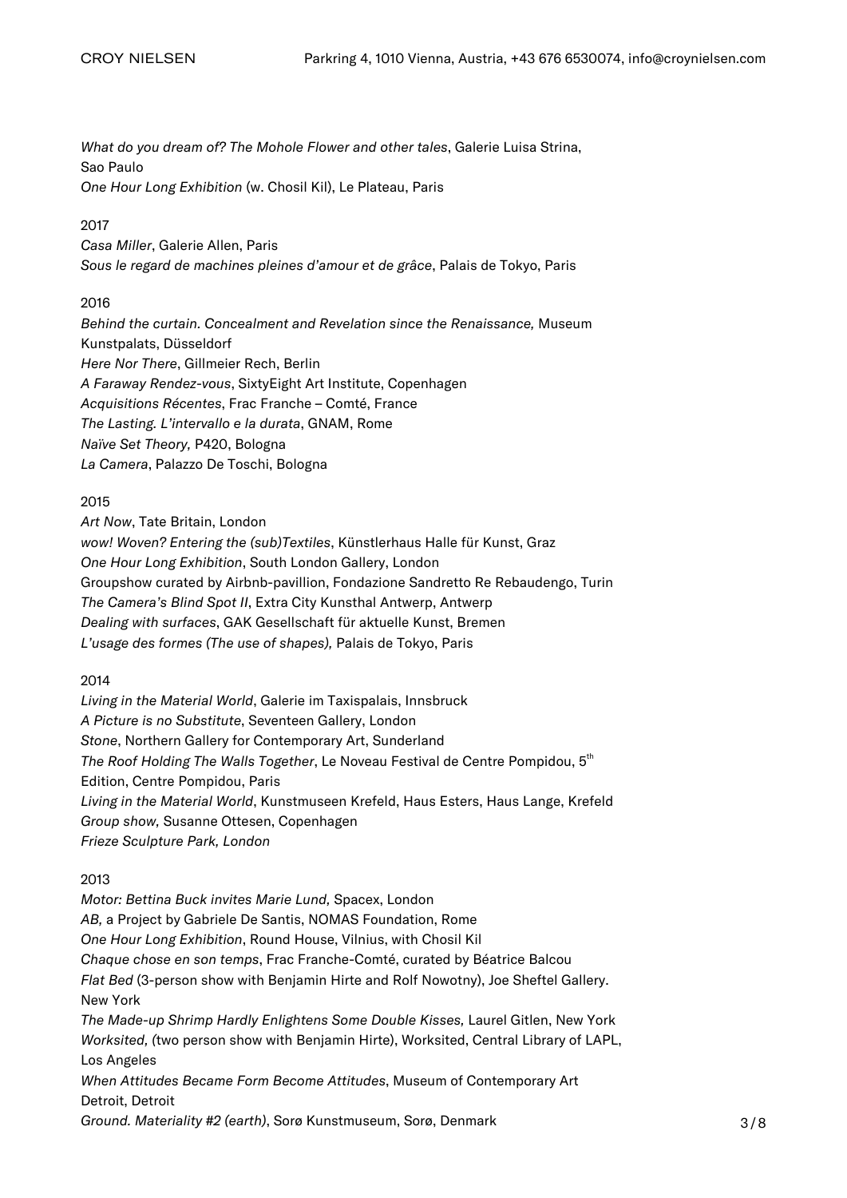*What do you dream of? The Mohole Flower and other tales*, Galerie Luisa Strina, Sao Paulo
*One Hour Long Exhibition* (w. Chosil Kil), Le Plateau, Paris

2017
*Casa Miller*, Galerie Allen, Paris
*Sous le regard de machines pleines d'amour et de grâce*, Palais de Tokyo, Paris

2016
*Behind the curtain. Concealment and Revelation since the Renaissance,* Museum Kunstpalats, Düsseldorf
*Here Nor There*, Gillmeier Rech, Berlin
*A Faraway Rendez-vous*, SixtyEight Art Institute, Copenhagen
*Acquisitions Récentes*, Frac Franche – Comté, France
*The Lasting. L'intervallo e la durata*, GNAM, Rome
*Naïve Set Theory,* P420, Bologna
*La Camera*, Palazzo De Toschi, Bologna

2015
*Art Now*, Tate Britain, London
*wow! Woven? Entering the (sub)Textiles*, Künstlerhaus Halle für Kunst, Graz
*One Hour Long Exhibition*, South London Gallery, London
Groupshow curated by Airbnb-pavillion, Fondazione Sandretto Re Rebaudengo, Turin
*The Camera's Blind Spot II*, Extra City Kunsthal Antwerp, Antwerp
*Dealing with surfaces*, GAK Gesellschaft für aktuelle Kunst, Bremen
*L'usage des formes (The use of shapes),* Palais de Tokyo, Paris

2014
*Living in the Material World*, Galerie im Taxispalais, Innsbruck
*A Picture is no Substitute*, Seventeen Gallery, London
*Stone*, Northern Gallery for Contemporary Art, Sunderland
*The Roof Holding The Walls Together*, Le Noveau Festival de Centre Pompidou, 5th Edition, Centre Pompidou, Paris
*Living in the Material World*, Kunstmuseen Krefeld, Haus Esters, Haus Lange, Krefeld
*Group show,* Susanne Ottesen, Copenhagen
*Frieze Sculpture Park, London*

2013
*Motor: Bettina Buck invites Marie Lund,* Spacex, London
*AB,* a Project by Gabriele De Santis, NOMAS Foundation, Rome
*One Hour Long Exhibition*, Round House, Vilnius, with Chosil Kil
*Chaque chose en son temps*, Frac Franche-Comté, curated by Béatrice Balcou
*Flat Bed* (3-person show with Benjamin Hirte and Rolf Nowotny), Joe Sheftel Gallery. New York
*The Made-up Shrimp Hardly Enlightens Some Double Kisses,* Laurel Gitlen, New York
*Worksited,* (two person show with Benjamin Hirte), Worksited, Central Library of LAPL, Los Angeles
*When Attitudes Became Form Become Attitudes*, Museum of Contemporary Art Detroit, Detroit
*Ground. Materiality #2 (earth)*, Sorø Kunstmuseum, Sorø, Denmark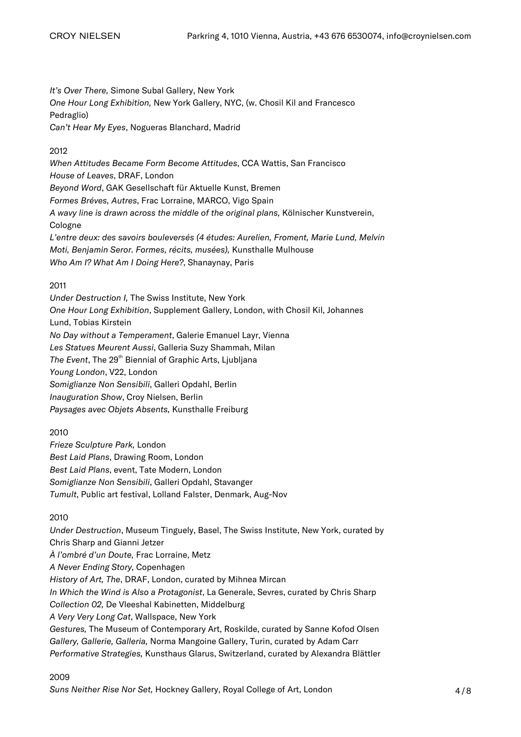*It's Over There,* Simone Subal Gallery, New York
*One Hour Long Exhibition,* New York Gallery, NYC, (w. Chosil Kil and Francesco Pedraglio)
*Can't Hear My Eyes*, Nogueras Blanchard, Madrid

2012
*When Attitudes Became Form Become Attitudes*, CCA Wattis, San Francisco
*House of Leaves*, DRAF, London
*Beyond Word*, GAK Gesellschaft für Aktuelle Kunst, Bremen
*Formes Bréves, Autres*, Frac Lorraine, MARCO, Vigo Spain
*A wavy line is drawn across the middle of the original plans,* Kölnischer Kunstverein, Cologne
*L'entre deux: des savoirs bouleversés (4 études: Aurelien, Froment, Marie Lund, Melvin Moti, Benjamin Seror. Formes, récits, musées),* Kunsthalle Mulhouse
*Who Am I? What Am I Doing Here?*, Shanaynay, Paris

2011
*Under Destruction I,* The Swiss Institute, New York
*One Hour Long Exhibition*, Supplement Gallery, London, with Chosil Kil, Johannes Lund, Tobias Kirstein
*No Day without a Temperament*, Galerie Emanuel Layr, Vienna
*Les Statues Meurent Aussi*, Galleria Suzy Shammah, Milan
*The Event*, The 29th Biennial of Graphic Arts, Ljubljana
*Young London*, V22, London
*Somiglianze Non Sensibili*, Galleri Opdahl, Berlin
*Inauguration Show*, Croy Nielsen, Berlin
*Paysages avec Objets Absents,* Kunsthalle Freiburg

2010
*Frieze Sculpture Park,* London
*Best Laid Plans*, Drawing Room, London
*Best Laid Plans*, event, Tate Modern, London
*Somiglianze Non Sensibili*, Galleri Opdahl, Stavanger
*Tumult*, Public art festival, Lolland Falster, Denmark, Aug-Nov

2010
*Under Destruction*, Museum Tinguely, Basel, The Swiss Institute, New York, curated by Chris Sharp and Gianni Jetzer
*À l'ombré d'un Doute,* Frac Lorraine, Metz
*A Never Ending Story,* Copenhagen
*History of Art, The*, DRAF, London, curated by Mihnea Mircan
*In Which the Wind is Also a Protagonist*, La Generale, Sevres, curated by Chris Sharp
*Collection 02,* De Vleeshal Kabinetten, Middelburg
*A Very Very Long Cat*, Wallspace, New York
*Gestures,* The Museum of Contemporary Art, Roskilde, curated by Sanne Kofod Olsen
*Gallery, Gallerie, Galleria,* Norma Mangoine Gallery, Turin, curated by Adam Carr
*Performative Strategies,* Kunsthaus Glarus, Switzerland, curated by Alexandra Blättler

2009
*Suns Neither Rise Nor Set,* Hockney Gallery, Royal College of Art, London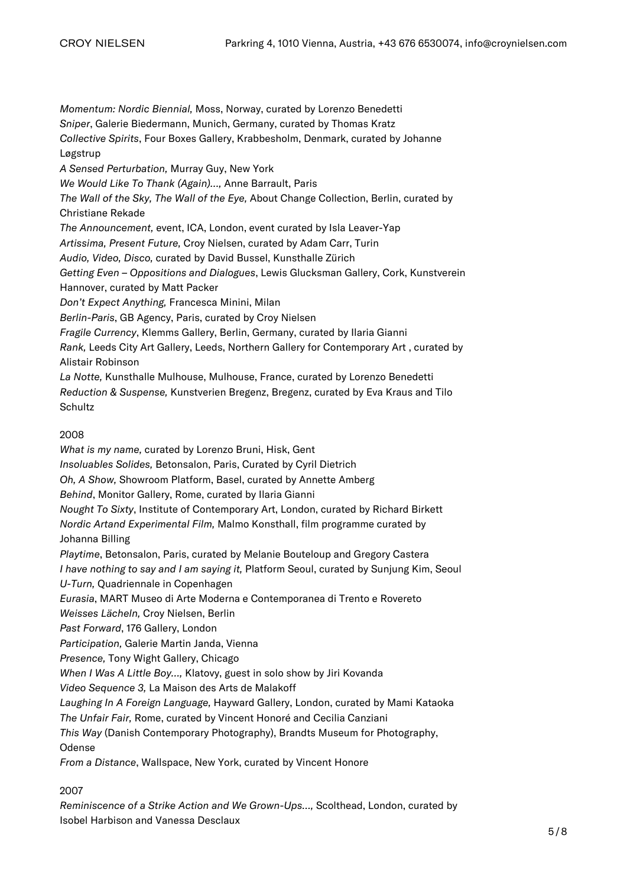*Momentum: Nordic Biennial,* Moss, Norway, curated by Lorenzo Benedetti
*Sniper*, Galerie Biedermann, Munich, Germany, curated by Thomas Kratz
*Collective Spirits*, Four Boxes Gallery, Krabbesholm, Denmark, curated by Johanne Løgstrup
*A Sensed Perturbation,* Murray Guy, New York
*We Would Like To Thank (Again)...,* Anne Barrault, Paris
*The Wall of the Sky, The Wall of the Eye,* About Change Collection, Berlin, curated by Christiane Rekade
*The Announcement,* event, ICA, London, event curated by Isla Leaver-Yap
*Artissima, Present Future,* Croy Nielsen, curated by Adam Carr, Turin
*Audio, Video, Disco,* curated by David Bussel, Kunsthalle Zürich
*Getting Even – Oppositions and Dialogues*, Lewis Glucksman Gallery, Cork, Kunstverein Hannover, curated by Matt Packer
*Don't Expect Anything,* Francesca Minini, Milan
*Berlin-Paris*, GB Agency, Paris, curated by Croy Nielsen
*Fragile Currency*, Klemms Gallery, Berlin, Germany, curated by Ilaria Gianni
*Rank,* Leeds City Art Gallery, Leeds, Northern Gallery for Contemporary Art , curated by Alistair Robinson
*La Notte,* Kunsthalle Mulhouse, Mulhouse, France, curated by Lorenzo Benedetti
*Reduction & Suspense,* Kunstverien Bregenz, Bregenz, curated by Eva Kraus and Tilo Schultz

2008
*What is my name,* curated by Lorenzo Bruni, Hisk, Gent
*Insoluables Solides,* Betonsalon, Paris, Curated by Cyril Dietrich
*Oh, A Show,* Showroom Platform, Basel, curated by Annette Amberg
*Behind*, Monitor Gallery, Rome, curated by Ilaria Gianni
*Nought To Sixty*, Institute of Contemporary Art, London, curated by Richard Birkett
*Nordic Artand Experimental Film,* Malmo Konsthall, film programme curated by Johanna Billing
*Playtime*, Betonsalon, Paris, curated by Melanie Bouteloup and Gregory Castera
*I have nothing to say and I am saying it,* Platform Seoul, curated by Sunjung Kim, Seoul
*U-Turn,* Quadriennale in Copenhagen
*Eurasia*, MART Museo di Arte Moderna e Contemporanea di Trento e Rovereto
*Weisses Lächeln,* Croy Nielsen, Berlin
*Past Forward*, 176 Gallery, London
*Participation,* Galerie Martin Janda, Vienna
*Presence,* Tony Wight Gallery, Chicago
*When I Was A Little Boy...,* Klatovy, guest in solo show by Jiri Kovanda
*Video Sequence 3,* La Maison des Arts de Malakoff
*Laughing In A Foreign Language,* Hayward Gallery, London, curated by Mami Kataoka
*The Unfair Fair,* Rome, curated by Vincent Honoré and Cecilia Canziani
*This Way* (Danish Contemporary Photography), Brandts Museum for Photography, Odense
*From a Distance*, Wallspace, New York, curated by Vincent Honore

2007
*Reminiscence of a Strike Action and We Grown-Ups...,* Scolthead, London, curated by Isobel Harbison and Vanessa Desclaux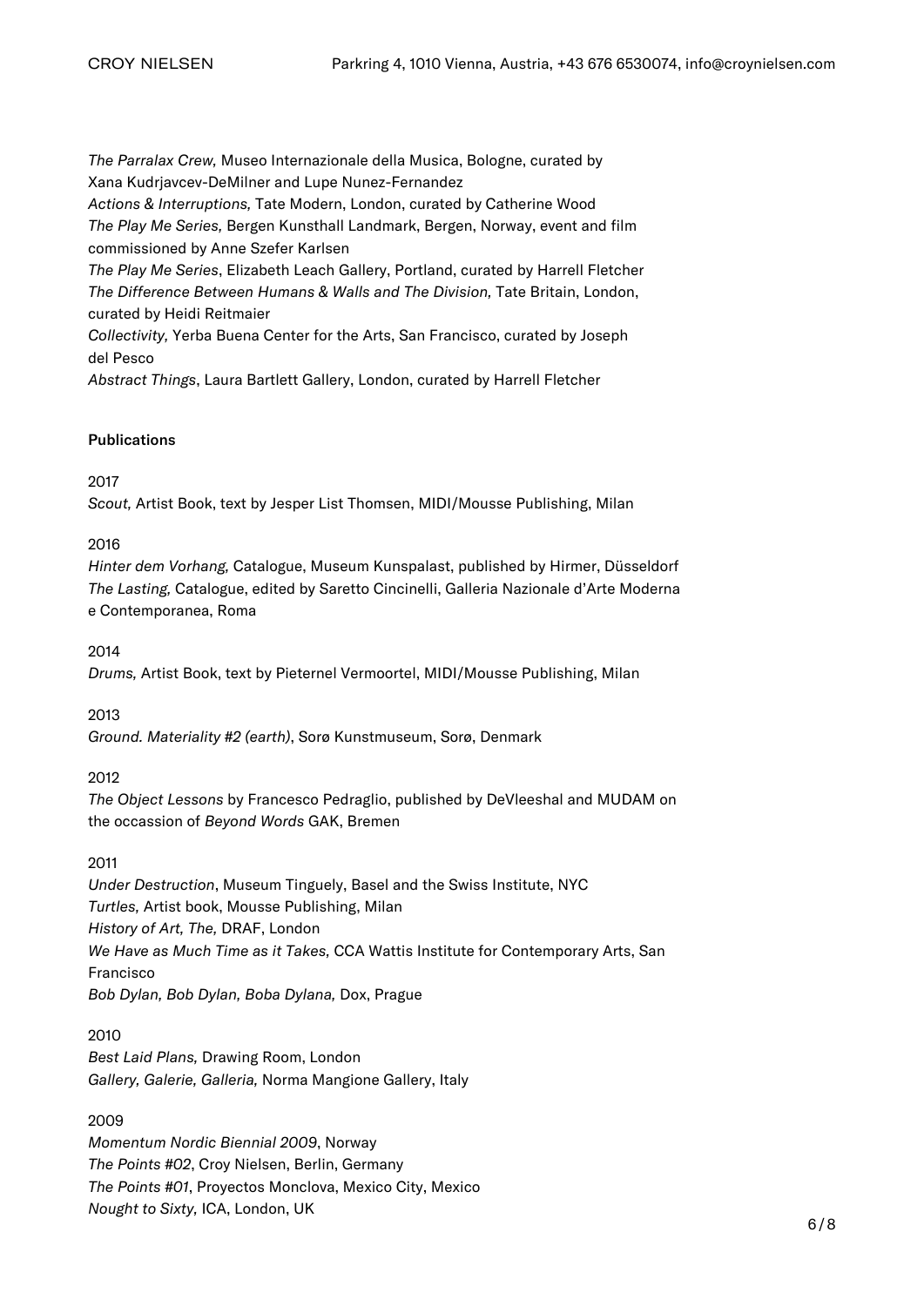*The Parralax Crew,* Museo Internazionale della Musica, Bologne, curated by Xana Kudrjavcev-DeMilner and Lupe Nunez-Fernandez
*Actions & Interruptions,* Tate Modern, London, curated by Catherine Wood
*The Play Me Series,* Bergen Kunsthall Landmark, Bergen, Norway, event and film commissioned by Anne Szefer Karlsen
*The Play Me Series*, Elizabeth Leach Gallery, Portland, curated by Harrell Fletcher
*The Difference Between Humans & Walls and The Division,* Tate Britain, London, curated by Heidi Reitmaier
*Collectivity,* Yerba Buena Center for the Arts, San Francisco, curated by Joseph del Pesco
*Abstract Things*, Laura Bartlett Gallery, London, curated by Harrell Fletcher

**Publications**

2017
*Scout,* Artist Book, text by Jesper List Thomsen, MIDI/Mousse Publishing, Milan

2016
*Hinter dem Vorhang,* Catalogue, Museum Kunspalast, published by Hirmer, Düsseldorf
*The Lasting,* Catalogue, edited by Saretto Cincinelli, Galleria Nazionale d'Arte Moderna e Contemporanea, Roma

2014
*Drums,* Artist Book, text by Pieternel Vermoortel, MIDI/Mousse Publishing, Milan

2013
*Ground. Materiality #2 (earth)*, Sorø Kunstmuseum, Sorø, Denmark

2012
*The Object Lessons* by Francesco Pedraglio, published by DeVleeshal and MUDAM on the occassion of *Beyond Words* GAK, Bremen

2011
*Under Destruction*, Museum Tinguely, Basel and the Swiss Institute, NYC
*Turtles,* Artist book, Mousse Publishing, Milan
*History of Art, The,* DRAF, London
*We Have as Much Time as it Takes,* CCA Wattis Institute for Contemporary Arts, San Francisco
*Bob Dylan, Bob Dylan, Boba Dylana,* Dox, Prague

2010
*Best Laid Plans,* Drawing Room, London
*Gallery, Galerie, Galleria,* Norma Mangione Gallery, Italy

2009
*Momentum Nordic Biennial 2009*, Norway
*The Points #02*, Croy Nielsen, Berlin, Germany
*The Points #01*, Proyectos Monclova, Mexico City, Mexico
*Nought to Sixty,* ICA, London, UK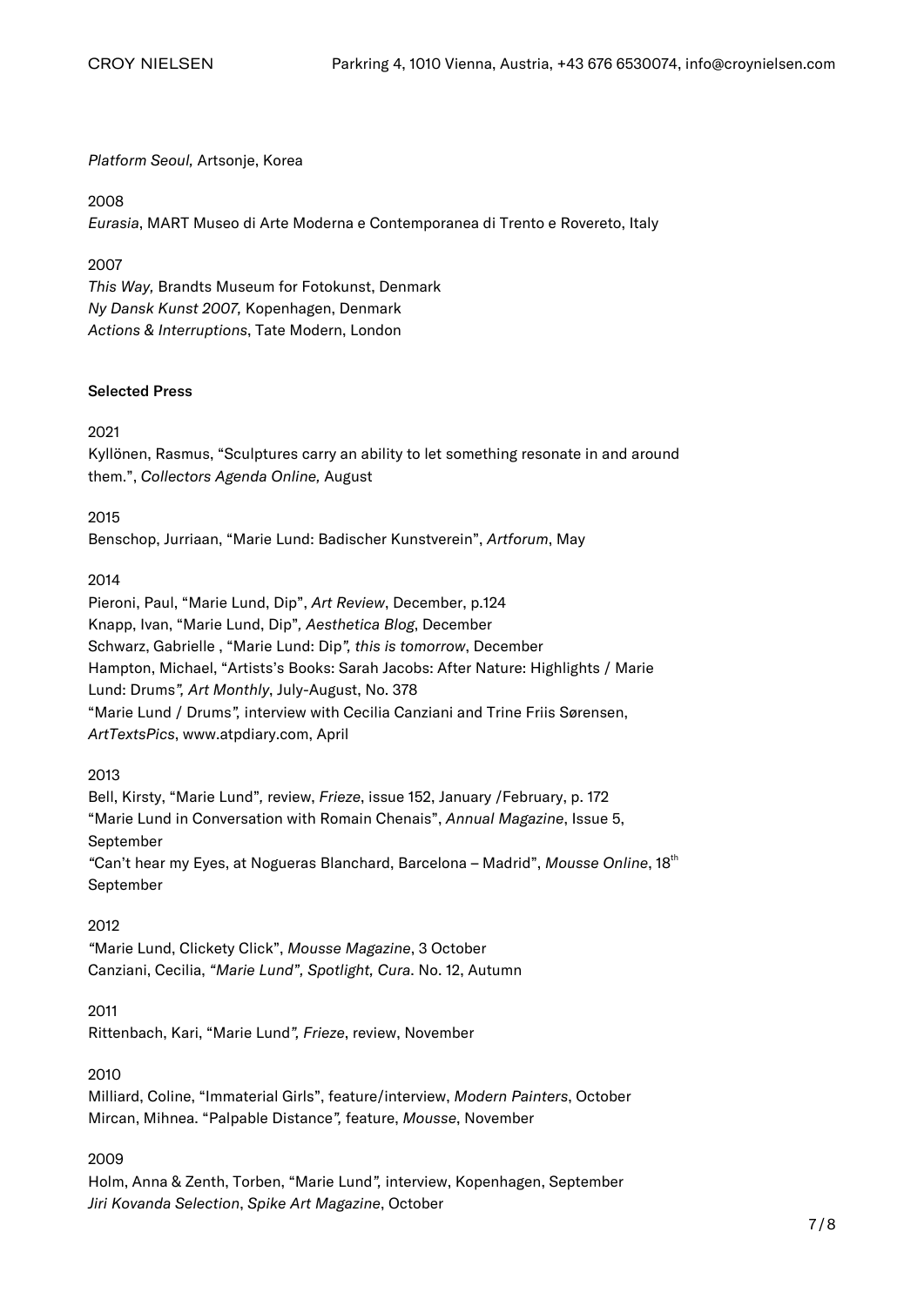*Platform Seoul,* Artsonje, Korea

2008
*Eurasia*, MART Museo di Arte Moderna e Contemporanea di Trento e Rovereto, Italy

2007
*This Way,* Brandts Museum for Fotokunst, Denmark
*Ny Dansk Kunst 2007,* Kopenhagen, Denmark
*Actions & Interruptions*, Tate Modern, London

**Selected Press**

2021
Kyllönen, Rasmus, "Sculptures carry an ability to let something resonate in and around them.", *Collectors Agenda Online,* August

2015
Benschop, Jurriaan, "Marie Lund: Badischer Kunstverein", *Artforum*, May

2014
Pieroni, Paul, "Marie Lund, Dip", *Art Review*, December, p.124
Knapp, Ivan, "Marie Lund, Dip", *Aesthetica Blog*, December
Schwarz, Gabrielle , "Marie Lund: Dip*", this is tomorrow*, December
Hampton, Michael, "Artists's Books: Sarah Jacobs: After Nature: Highlights / Marie Lund: Drums*", Art Monthly*, July-August, No. 378
"Marie Lund / Drums", interview with Cecilia Canziani and Trine Friis Sørensen, *ArtTextsPics*, www.atpdiary.com, April

2013
Bell, Kirsty, "Marie Lund", review, *Frieze*, issue 152, January /February, p. 172
"Marie Lund in Conversation with Romain Chenais", *Annual Magazine*, Issue 5, September
"Can't hear my Eyes, at Nogueras Blanchard, Barcelona – Madrid", *Mousse Online*, 18th September

2012
"Marie Lund, Clickety Click", *Mousse Magazine*, 3 October
Canziani, Cecilia, *"Marie Lund", Spotlight, Cura*. No. 12, Autumn

2011
Rittenbach, Kari, "Marie Lund*", Frieze*, review, November

2010
Milliard, Coline, "Immaterial Girls", feature/interview, *Modern Painters*, October
Mircan, Mihnea. "Palpable Distance*",* feature, *Mousse*, November

2009
Holm, Anna & Zenth, Torben, "Marie Lund*",* interview, Kopenhagen, September
*Jiri Kovanda Selection*, *Spike Art Magazine*, October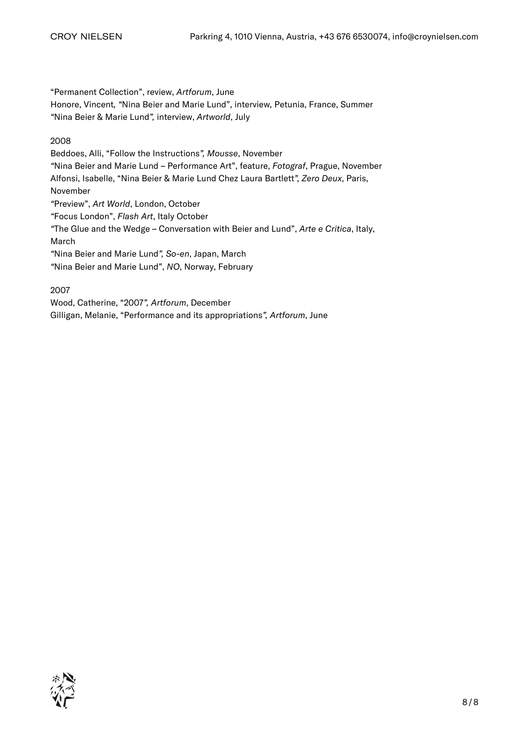"Permanent Collection", review, *Artforum*, June
Honore, Vincent, "Nina Beier and Marie Lund", interview, Petunia, France, Summer
"Nina Beier & Marie Lund", interview, *Artworld*, July

2008
Beddoes, Alli, "Follow the Instructions", *Mousse*, November
"Nina Beier and Marie Lund – Performance Art", feature, *Fotograf*, Prague, November
Alfonsi, Isabelle, "Nina Beier & Marie Lund Chez Laura Bartlett", *Zero Deux*, Paris, November
"Preview", *Art World*, London, October
"Focus London", *Flash Art*, Italy October
"The Glue and the Wedge – Conversation with Beier and Lund", *Arte e Critica*, Italy, March
"Nina Beier and Marie Lund", *So-en*, Japan, March
"Nina Beier and Marie Lund", *NO*, Norway, February

2007
Wood, Catherine, "2007", *Artforum*, December
Gilligan, Melanie, "Performance and its appropriations", *Artforum*, June